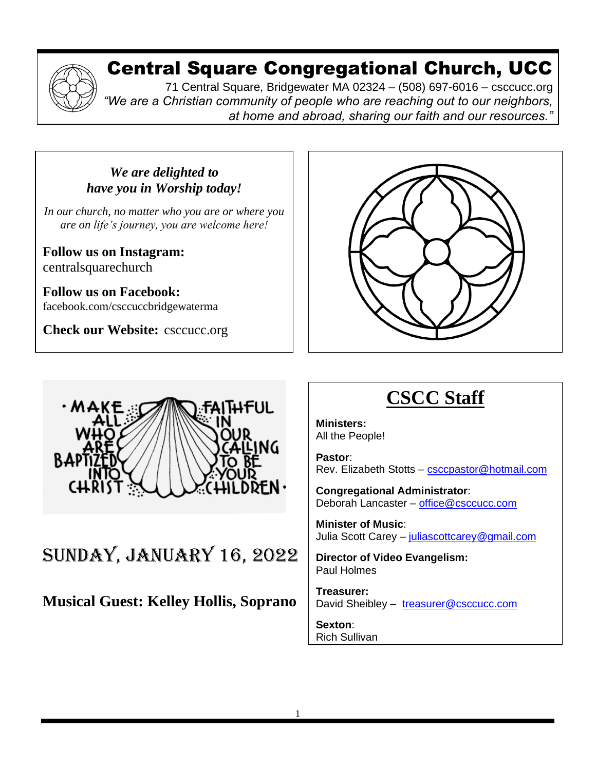# Central Square Congregational Church, UCC

71 Central Square, Bridgewater MA 02324 – (508) 697-6016 – csccucc.org

*"We are a Christian community of people who are reaching out to our neighbors, at home and abroad, sharing our faith and our resources."*

***We are delighted to have you in Worship today!***

*In our church, no matter who you are or where you are on life's journey, you are welcome here!*

**Follow us on Instagram:**
centralsquarechurch

**Follow us on Facebook:**
facebook.com/csccuccbridgewaterma

**Check our Website:** csccucc.org

MAKE ALL WHO ARE BAPTIZED INTO CHRIST FAITHFUL IN OUR CALLING TO BE YOUR CHILDREN

# SUNDAY, JANUARY 16, 2022

**Musical Guest: Kelley Hollis, Soprano**

## CSCC Staff

**Ministers:**
All the People!

**Pastor**:
Rev. Elizabeth Stotts – csccpastor@hotmail.com

**Congregational Administrator**:
Deborah Lancaster – office@csccucc.com

**Minister of Music**:
Julia Scott Carey – juliascottcarey@gmail.com

**Director of Video Evangelism:**
Paul Holmes

**Treasurer:**
David Sheibley – treasurer@csccucc.com

**Sexton**:
Rich Sullivan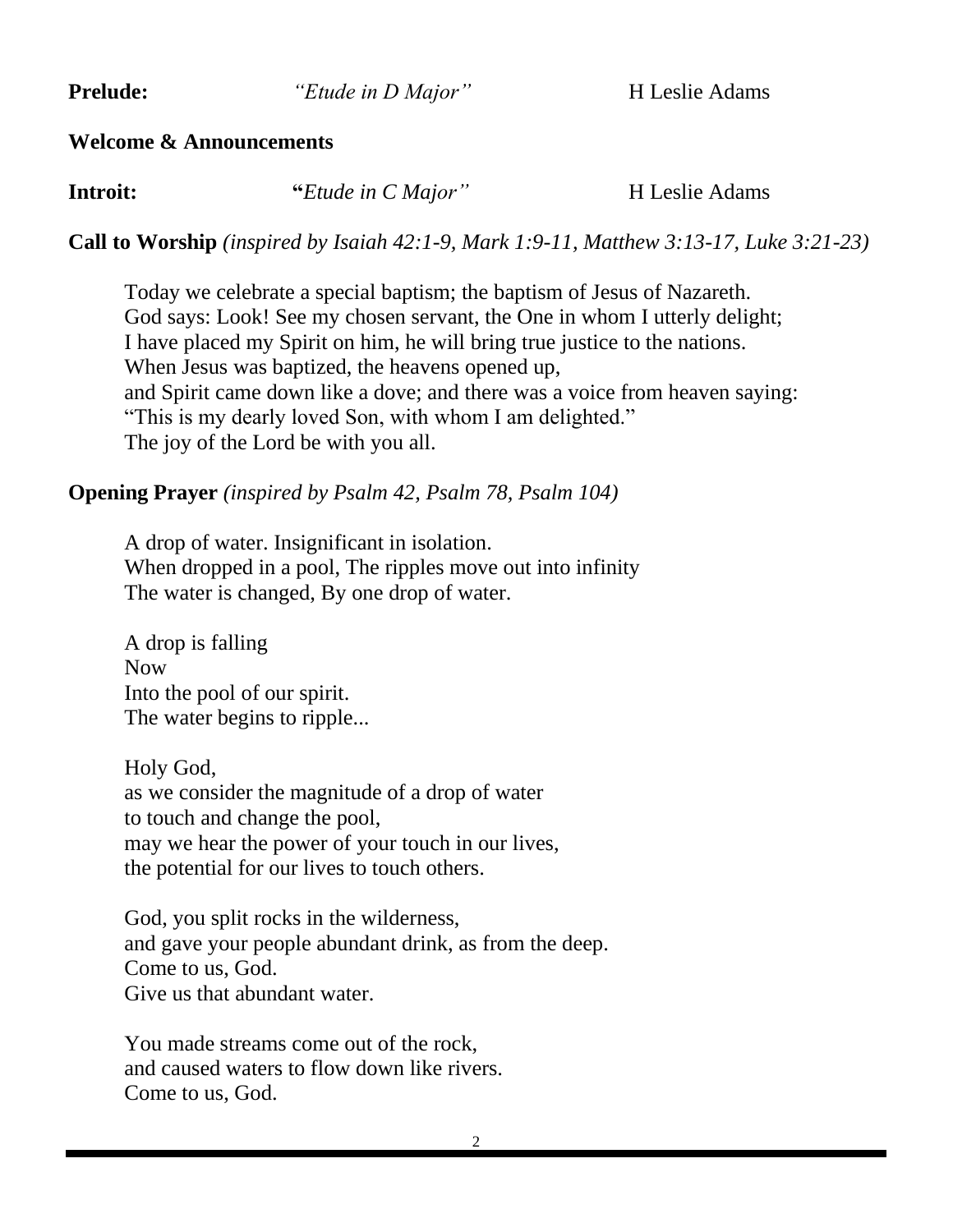**Prelude:** *"Etude in D Major"* H Leslie Adams

**Welcome & Announcements**

**Introit:** **"***Etude in C Major"* H Leslie Adams

**Call to Worship** *(inspired by Isaiah 42:1-9, Mark 1:9-11, Matthew 3:13-17, Luke 3:21-23)*

Today we celebrate a special baptism; the baptism of Jesus of Nazareth.
God says: Look! See my chosen servant, the One in whom I utterly delight;
I have placed my Spirit on him, he will bring true justice to the nations.
When Jesus was baptized, the heavens opened up,
and Spirit came down like a dove; and there was a voice from heaven saying:
"This is my dearly loved Son, with whom I am delighted."
The joy of the Lord be with you all.

**Opening Prayer** *(inspired by Psalm 42, Psalm 78, Psalm 104)*

A drop of water. Insignificant in isolation.
When dropped in a pool, The ripples move out into infinity
The water is changed, By one drop of water.

A drop is falling
Now
Into the pool of our spirit.
The water begins to ripple...

Holy God,
as we consider the magnitude of a drop of water
to touch and change the pool,
may we hear the power of your touch in our lives,
the potential for our lives to touch others.

God, you split rocks in the wilderness,
and gave your people abundant drink, as from the deep.
Come to us, God.
Give us that abundant water.

You made streams come out of the rock,
and caused waters to flow down like rivers.
Come to us, God.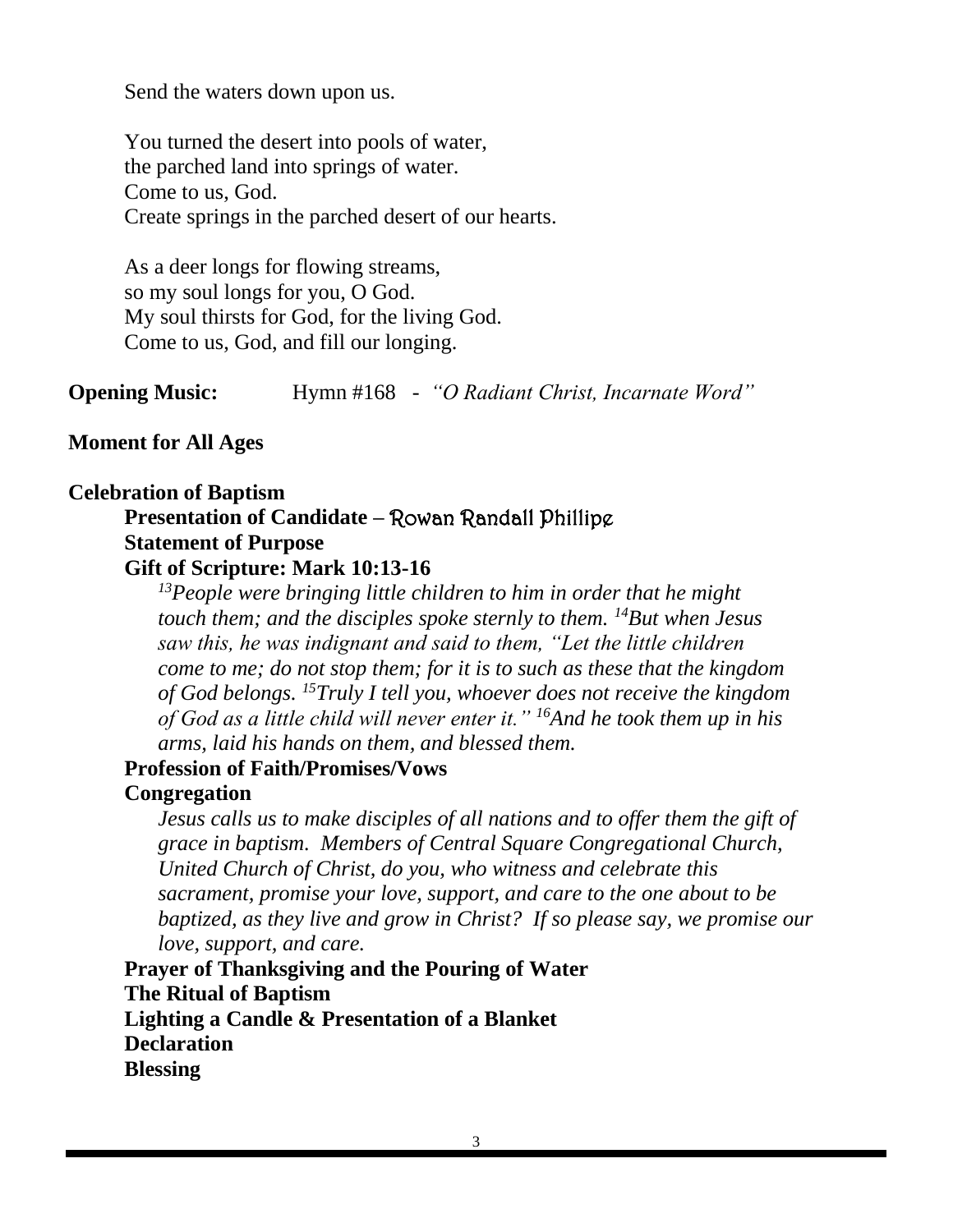Send the waters down upon us.

You turned the desert into pools of water,
the parched land into springs of water.
Come to us, God.
Create springs in the parched desert of our hearts.

As a deer longs for flowing streams,
so my soul longs for you, O God.
My soul thirsts for God, for the living God.
Come to us, God, and fill our longing.

**Opening Music:** Hymn #168 - *"O Radiant Christ, Incarnate Word"*

**Moment for All Ages**

**Celebration of Baptism**

**Presentation of Candidate –** Rowan Randall Phillipe

**Statement of Purpose**

**Gift of Scripture: Mark 10:13-16**

*[13]People were bringing little children to him in order that he might touch them; and the disciples spoke sternly to them. [14]But when Jesus saw this, he was indignant and said to them, "Let the little children come to me; do not stop them; for it is to such as these that the kingdom of God belongs. [15]Truly I tell you, whoever does not receive the kingdom of God as a little child will never enter it." [16]And he took them up in his arms, laid his hands on them, and blessed them.*

**Profession of Faith/Promises/Vows**

**Congregation**

*Jesus calls us to make disciples of all nations and to offer them the gift of grace in baptism. Members of Central Square Congregational Church, United Church of Christ, do you, who witness and celebrate this sacrament, promise your love, support, and care to the one about to be baptized, as they live and grow in Christ? If so please say, we promise our love, support, and care.*

**Prayer of Thanksgiving and the Pouring of Water**

**The Ritual of Baptism**

**Lighting a Candle & Presentation of a Blanket**

**Declaration**

**Blessing**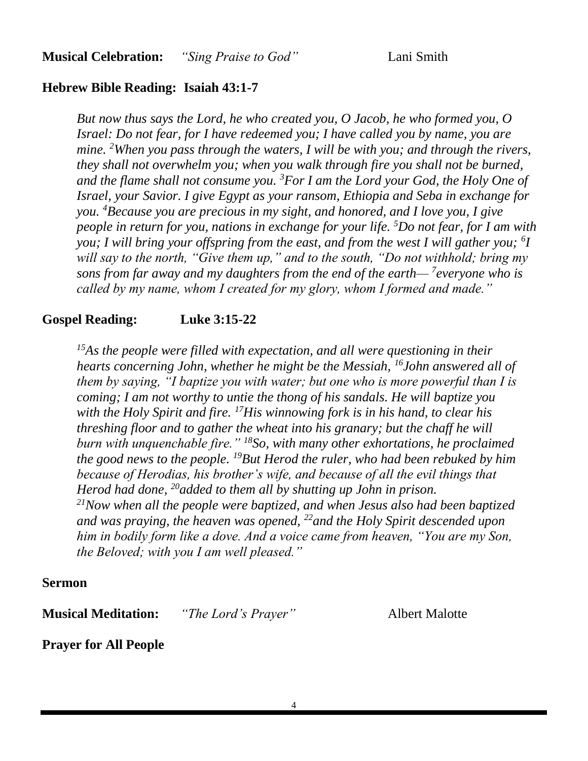**Musical Celebration:** *"Sing Praise to God"* Lani Smith

**Hebrew Bible Reading: Isaiah 43:1-7**

*But now thus says the Lord, he who created you, O Jacob, he who formed you, O Israel: Do not fear, for I have redeemed you; I have called you by name, you are mine. [2]When you pass through the waters, I will be with you; and through the rivers, they shall not overwhelm you; when you walk through fire you shall not be burned, and the flame shall not consume you. [3]For I am the Lord your God, the Holy One of Israel, your Savior. I give Egypt as your ransom, Ethiopia and Seba in exchange for you. [4]Because you are precious in my sight, and honored, and I love you, I give people in return for you, nations in exchange for your life. [5]Do not fear, for I am with you; I will bring your offspring from the east, and from the west I will gather you; [6]I will say to the north, "Give them up," and to the south, "Do not withhold; bring my sons from far away and my daughters from the end of the earth— [7]everyone who is called by my name, whom I created for my glory, whom I formed and made."*

**Gospel Reading: Luke 3:15-22**

*[15]As the people were filled with expectation, and all were questioning in their hearts concerning John, whether he might be the Messiah, [16]John answered all of them by saying, "I baptize you with water; but one who is more powerful than I is coming; I am not worthy to untie the thong of his sandals. He will baptize you with the Holy Spirit and fire. [17]His winnowing fork is in his hand, to clear his threshing floor and to gather the wheat into his granary; but the chaff he will burn with unquenchable fire." [18]So, with many other exhortations, he proclaimed the good news to the people. [19]But Herod the ruler, who had been rebuked by him because of Herodias, his brother's wife, and because of all the evil things that Herod had done, [20]added to them all by shutting up John in prison.*
*[21]Now when all the people were baptized, and when Jesus also had been baptized and was praying, the heaven was opened, [22]and the Holy Spirit descended upon him in bodily form like a dove. And a voice came from heaven, "You are my Son, the Beloved; with you I am well pleased."*

**Sermon**

**Musical Meditation:** *"The Lord's Prayer"* Albert Malotte

**Prayer for All People**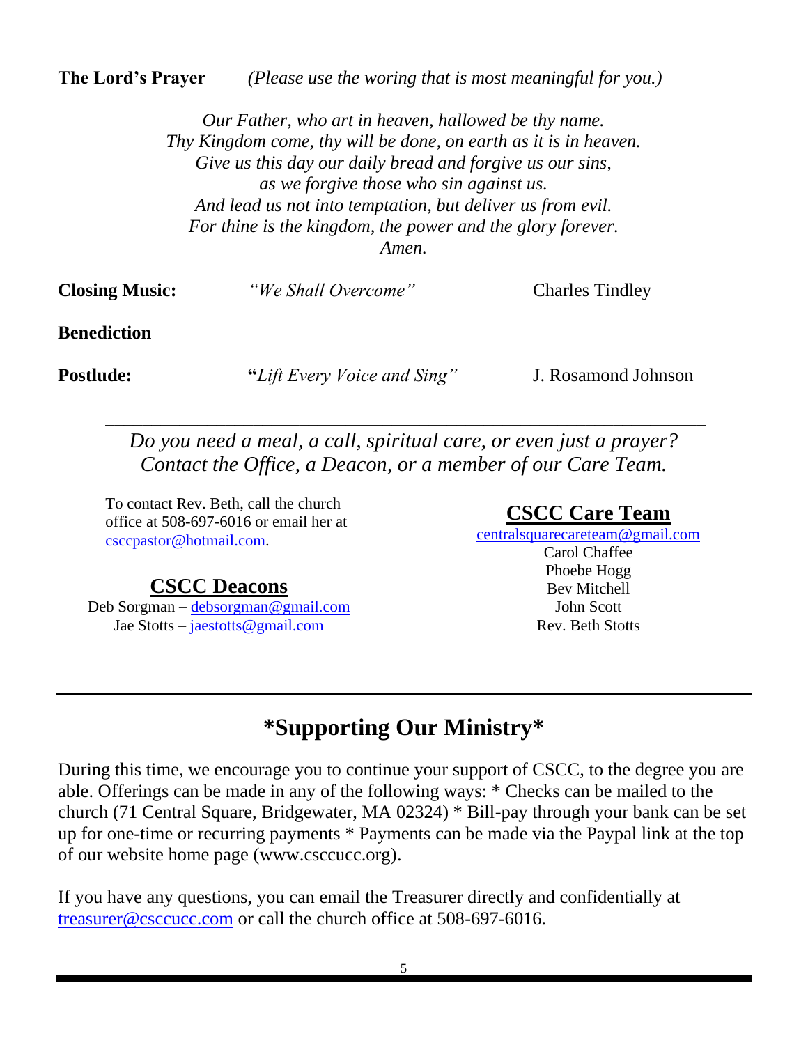**The Lord's Prayer** *(Please use the woring that is most meaningful for you.)*

*Our Father, who art in heaven, hallowed be thy name.*
*Thy Kingdom come, thy will be done, on earth as it is in heaven.*
*Give us this day our daily bread and forgive us our sins,*
*as we forgive those who sin against us.*
*And lead us not into temptation, but deliver us from evil.*
*For thine is the kingdom, the power and the glory forever.*
*Amen.*

**Closing Music:** *"We Shall Overcome"* Charles Tindley

**Benediction**

**Postlude:** **"***Lift Every Voice and Sing"* J. Rosamond Johnson

---

*Do you need a meal, a call, spiritual care, or even just a prayer?*
*Contact the Office, a Deacon, or a member of our Care Team.*

To contact Rev. Beth, call the church office at 508-697-6016 or email her at csccpastor@hotmail.com.

## CSCC Deacons

Deb Sorgman – debsorgman@gmail.com
Jae Stotts – jaestotts@gmail.com

## CSCC Care Team

centralsquarecareteam@gmail.com
Carol Chaffee
Phoebe Hogg
Bev Mitchell
John Scott
Rev. Beth Stotts

---

## *Supporting Our Ministry*

During this time, we encourage you to continue your support of CSCC, to the degree you are able. Offerings can be made in any of the following ways: * Checks can be mailed to the church (71 Central Square, Bridgewater, MA 02324) * Bill-pay through your bank can be set up for one-time or recurring payments * Payments can be made via the Paypal link at the top of our website home page (www.csccucc.org).

If you have any questions, you can email the Treasurer directly and confidentially at treasurer@csccucc.com or call the church office at 508-697-6016.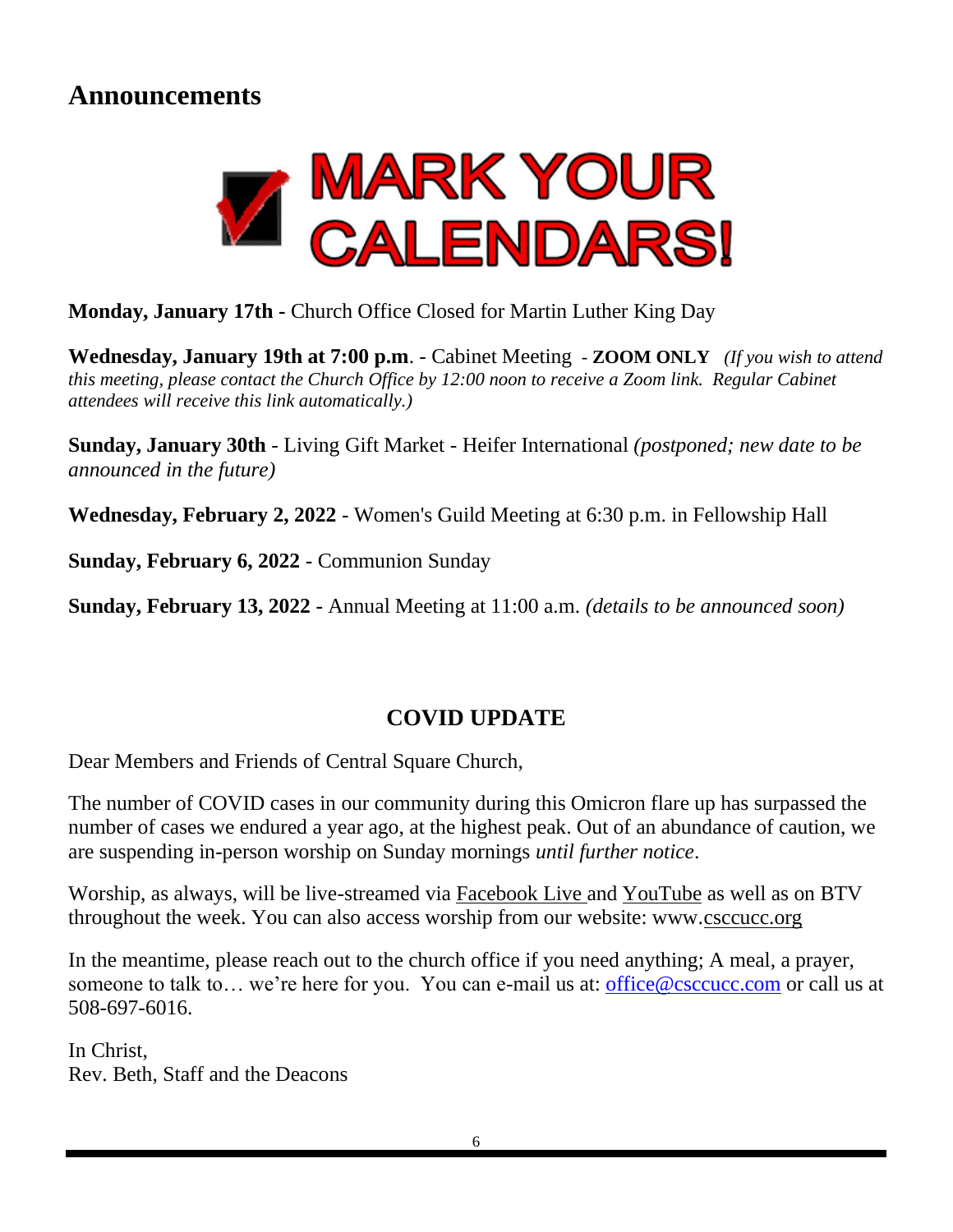# Announcements

MARK YOUR CALENDARS!

**Monday, January 17th -** Church Office Closed for Martin Luther King Day

**Wednesday, January 19th at 7:00 p.m**. - Cabinet Meeting - **ZOOM ONLY** *(If you wish to attend this meeting, please contact the Church Office by 12:00 noon to receive a Zoom link. Regular Cabinet attendees will receive this link automatically.)*

**Sunday, January 30th** - Living Gift Market - Heifer International *(postponed; new date to be announced in the future)*

**Wednesday, February 2, 2022** - Women's Guild Meeting at 6:30 p.m. in Fellowship Hall

**Sunday, February 6, 2022** - Communion Sunday

**Sunday, February 13, 2022** - Annual Meeting at 11:00 a.m. *(details to be announced soon)*

## COVID UPDATE

Dear Members and Friends of Central Square Church,

The number of COVID cases in our community during this Omicron flare up has surpassed the number of cases we endured a year ago, at the highest peak. Out of an abundance of caution, we are suspending in-person worship on Sunday mornings *until further notice*.

Worship, as always, will be live-streamed via Facebook Live and YouTube as well as on BTV throughout the week. You can also access worship from our website: www.csccucc.org

In the meantime, please reach out to the church office if you need anything; A meal, a prayer, someone to talk to… we're here for you. You can e-mail us at: office@csccucc.com or call us at 508-697-6016.

In Christ,
Rev. Beth, Staff and the Deacons